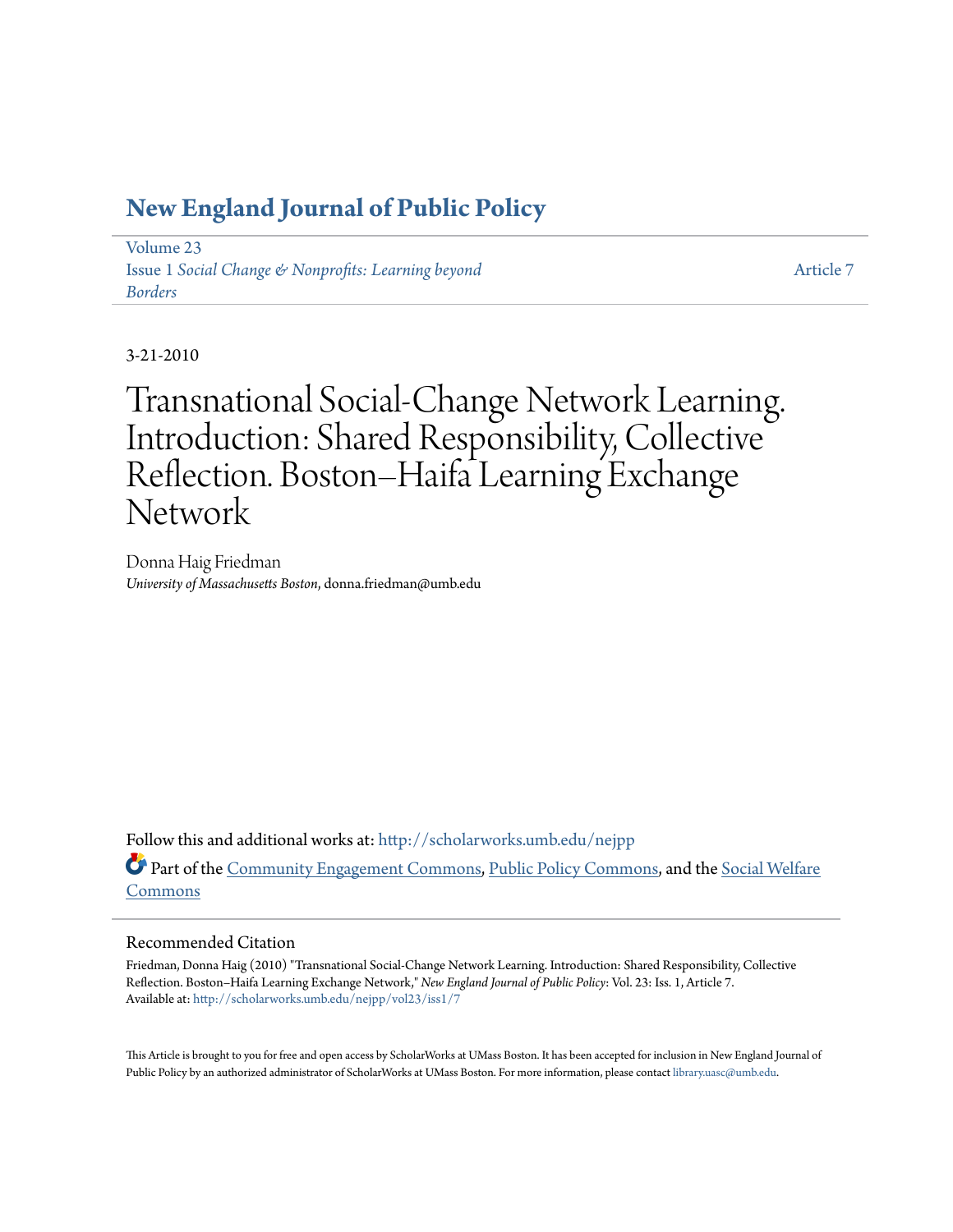# New England Journal of Public Policy

Volume 23
Issue 1 *Social Change & Nonprofits: Learning beyond Borders*

Article 7

3-21-2010

# Transnational Social-Change Network Learning. Introduction: Shared Responsibility, Collective Reflection. Boston–Haifa Learning Exchange Network

Donna Haig Friedman
*University of Massachusetts Boston*, donna.friedman@umb.edu

Follow this and additional works at: http://scholarworks.umb.edu/nejpp

Part of the Community Engagement Commons, Public Policy Commons, and the Social Welfare Commons

## Recommended Citation

Friedman, Donna Haig (2010) "Transnational Social-Change Network Learning. Introduction: Shared Responsibility, Collective Reflection. Boston–Haifa Learning Exchange Network," *New England Journal of Public Policy*: Vol. 23: Iss. 1, Article 7.
Available at: http://scholarworks.umb.edu/nejpp/vol23/iss1/7

This Article is brought to you for free and open access by ScholarWorks at UMass Boston. It has been accepted for inclusion in New England Journal of Public Policy by an authorized administrator of ScholarWorks at UMass Boston. For more information, please contact library.uasc@umb.edu.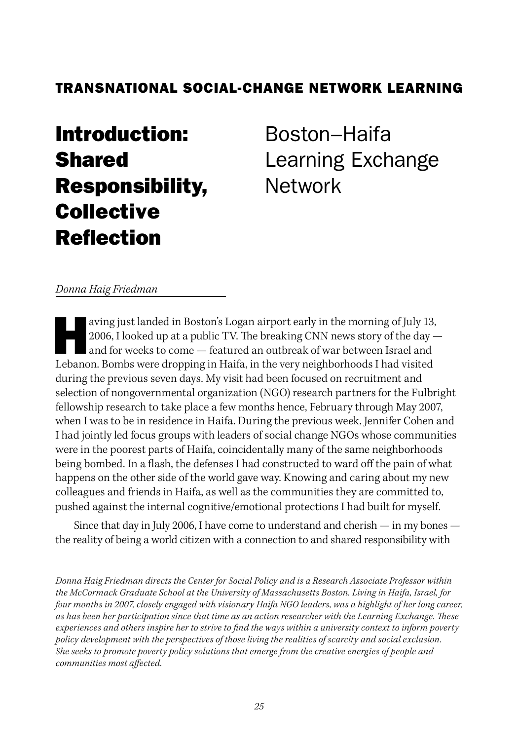TRANSNATIONAL SOCIAL-CHANGE NETWORK LEARNING

# Introduction: Shared Responsibility, Collective Reflection

## Boston–Haifa Learning Exchange Network

*Donna Haig Friedman*

Having just landed in Boston's Logan airport early in the morning of July 13, 2006, I looked up at a public TV. The breaking CNN news story of the day — and for weeks to come — featured an outbreak of war between Israel and Lebanon. Bombs were dropping in Haifa, in the very neighborhoods I had visited during the previous seven days. My visit had been focused on recruitment and selection of nongovernmental organization (NGO) research partners for the Fulbright fellowship research to take place a few months hence, February through May 2007, when I was to be in residence in Haifa. During the previous week, Jennifer Cohen and I had jointly led focus groups with leaders of social change NGOs whose communities were in the poorest parts of Haifa, coincidentally many of the same neighborhoods being bombed. In a flash, the defenses I had constructed to ward off the pain of what happens on the other side of the world gave way. Knowing and caring about my new colleagues and friends in Haifa, as well as the communities they are committed to, pushed against the internal cognitive/emotional protections I had built for myself.

Since that day in July 2006, I have come to understand and cherish — in my bones — the reality of being a world citizen with a connection to and shared responsibility with

*Donna Haig Friedman directs the Center for Social Policy and is a Research Associate Professor within the McCormack Graduate School at the University of Massachusetts Boston. Living in Haifa, Israel, for four months in 2007, closely engaged with visionary Haifa NGO leaders, was a highlight of her long career, as has been her participation since that time as an action researcher with the Learning Exchange. These experiences and others inspire her to strive to find the ways within a university context to inform poverty policy development with the perspectives of those living the realities of scarcity and social exclusion. She seeks to promote poverty policy solutions that emerge from the creative energies of people and communities most affected.*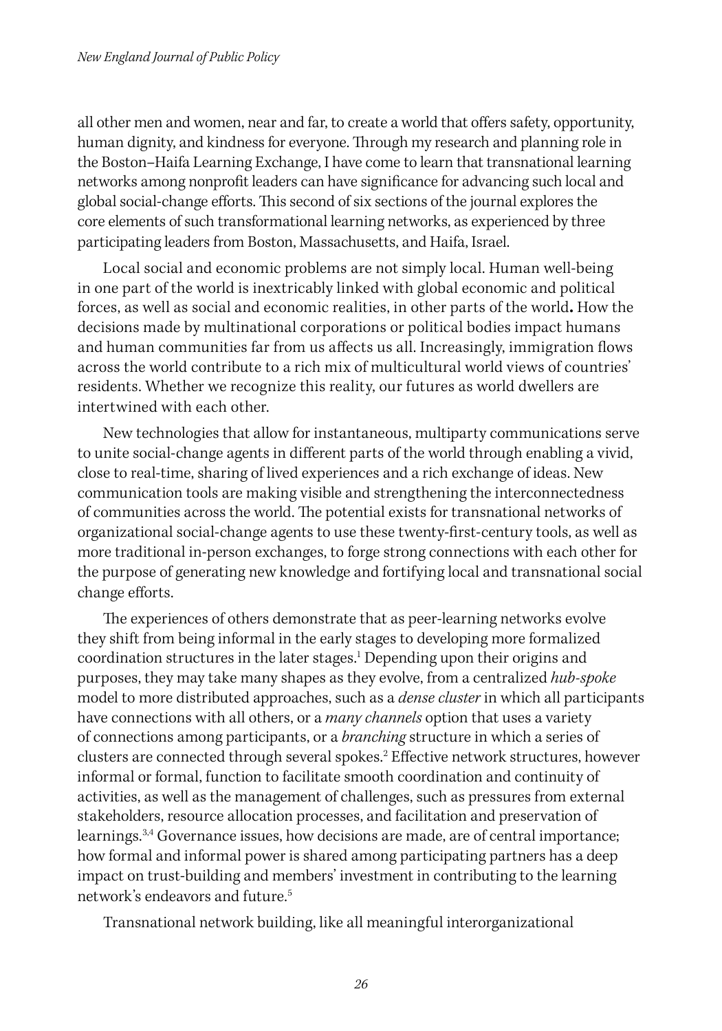all other men and women, near and far, to create a world that offers safety, opportunity, human dignity, and kindness for everyone. Through my research and planning role in the Boston–Haifa Learning Exchange, I have come to learn that transnational learning networks among nonprofit leaders can have significance for advancing such local and global social-change efforts. This second of six sections of the journal explores the core elements of such transformational learning networks, as experienced by three participating leaders from Boston, Massachusetts, and Haifa, Israel.

Local social and economic problems are not simply local. Human well-being in one part of the world is inextricably linked with global economic and political forces, as well as social and economic realities, in other parts of the world**.** How the decisions made by multinational corporations or political bodies impact humans and human communities far from us affects us all. Increasingly, immigration flows across the world contribute to a rich mix of multicultural world views of countries' residents. Whether we recognize this reality, our futures as world dwellers are intertwined with each other.

New technologies that allow for instantaneous, multiparty communications serve to unite social-change agents in different parts of the world through enabling a vivid, close to real-time, sharing of lived experiences and a rich exchange of ideas. New communication tools are making visible and strengthening the interconnectedness of communities across the world. The potential exists for transnational networks of organizational social-change agents to use these twenty-first-century tools, as well as more traditional in-person exchanges, to forge strong connections with each other for the purpose of generating new knowledge and fortifying local and transnational social change efforts.

The experiences of others demonstrate that as peer-learning networks evolve they shift from being informal in the early stages to developing more formalized coordination structures in the later stages.[1] Depending upon their origins and purposes, they may take many shapes as they evolve, from a centralized *hub-spoke* model to more distributed approaches, such as a *dense cluster* in which all participants have connections with all others, or a *many channels* option that uses a variety of connections among participants, or a *branching* structure in which a series of clusters are connected through several spokes.[2] Effective network structures, however informal or formal, function to facilitate smooth coordination and continuity of activities, as well as the management of challenges, such as pressures from external stakeholders, resource allocation processes, and facilitation and preservation of learnings.[3,4] Governance issues, how decisions are made, are of central importance; how formal and informal power is shared among participating partners has a deep impact on trust-building and members' investment in contributing to the learning network's endeavors and future.[5]

Transnational network building, like all meaningful interorganizational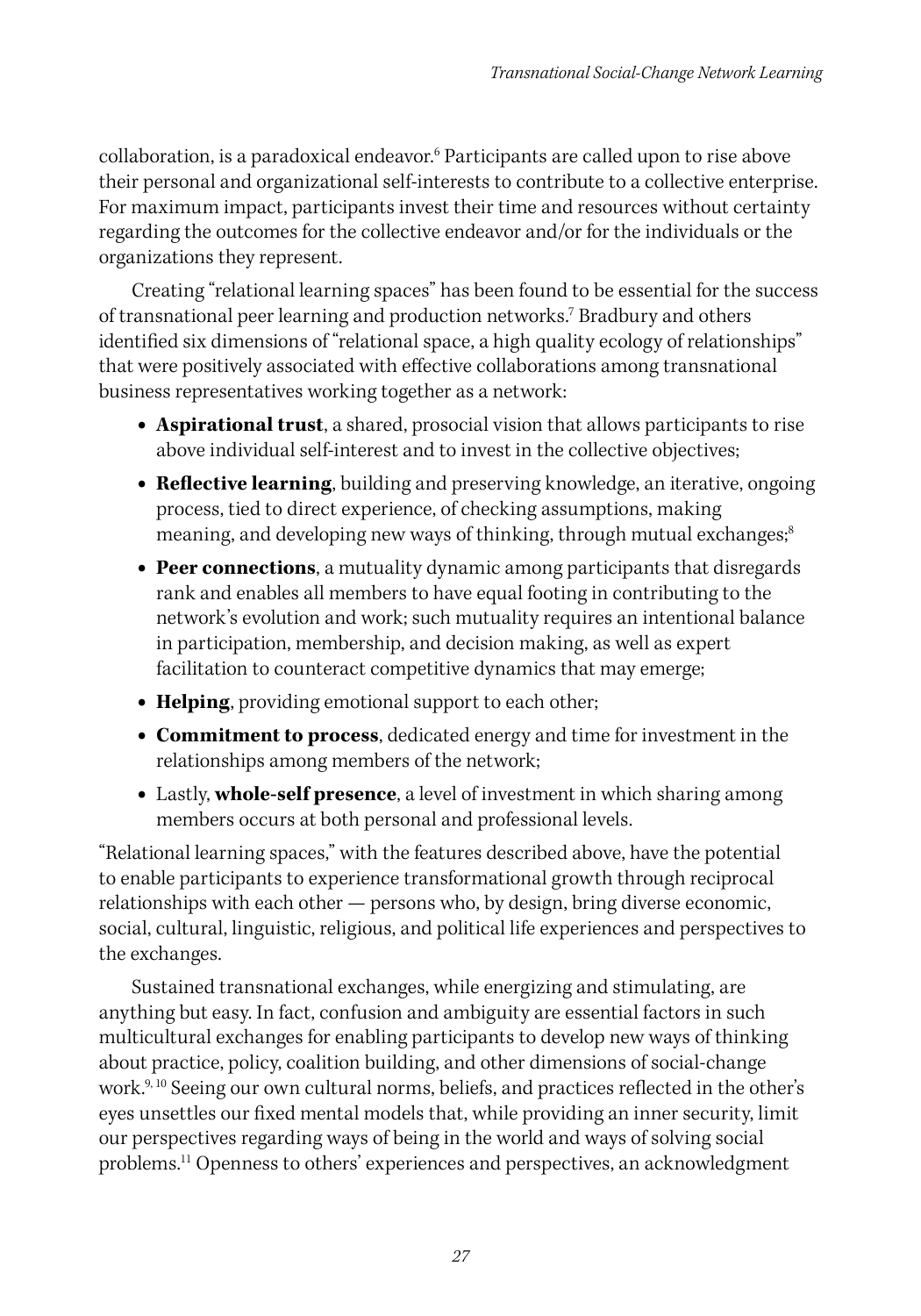collaboration, is a paradoxical endeavor.[6] Participants are called upon to rise above their personal and organizational self-interests to contribute to a collective enterprise. For maximum impact, participants invest their time and resources without certainty regarding the outcomes for the collective endeavor and/or for the individuals or the organizations they represent.

Creating "relational learning spaces" has been found to be essential for the success of transnational peer learning and production networks.[7] Bradbury and others identified six dimensions of "relational space, a high quality ecology of relationships" that were positively associated with effective collaborations among transnational business representatives working together as a network:

- **Aspirational trust**, a shared, prosocial vision that allows participants to rise above individual self-interest and to invest in the collective objectives;
- **Reflective learning**, building and preserving knowledge, an iterative, ongoing process, tied to direct experience, of checking assumptions, making meaning, and developing new ways of thinking, through mutual exchanges;[8]
- **Peer connections**, a mutuality dynamic among participants that disregards rank and enables all members to have equal footing in contributing to the network's evolution and work; such mutuality requires an intentional balance in participation, membership, and decision making, as well as expert facilitation to counteract competitive dynamics that may emerge;
- **Helping**, providing emotional support to each other;
- **Commitment to process**, dedicated energy and time for investment in the relationships among members of the network;
- Lastly, **whole-self presence**, a level of investment in which sharing among members occurs at both personal and professional levels.

"Relational learning spaces," with the features described above, have the potential to enable participants to experience transformational growth through reciprocal relationships with each other — persons who, by design, bring diverse economic, social, cultural, linguistic, religious, and political life experiences and perspectives to the exchanges.

Sustained transnational exchanges, while energizing and stimulating, are anything but easy. In fact, confusion and ambiguity are essential factors in such multicultural exchanges for enabling participants to develop new ways of thinking about practice, policy, coalition building, and other dimensions of social-change work.[9, 10] Seeing our own cultural norms, beliefs, and practices reflected in the other's eyes unsettles our fixed mental models that, while providing an inner security, limit our perspectives regarding ways of being in the world and ways of solving social problems.[11] Openness to others' experiences and perspectives, an acknowledgment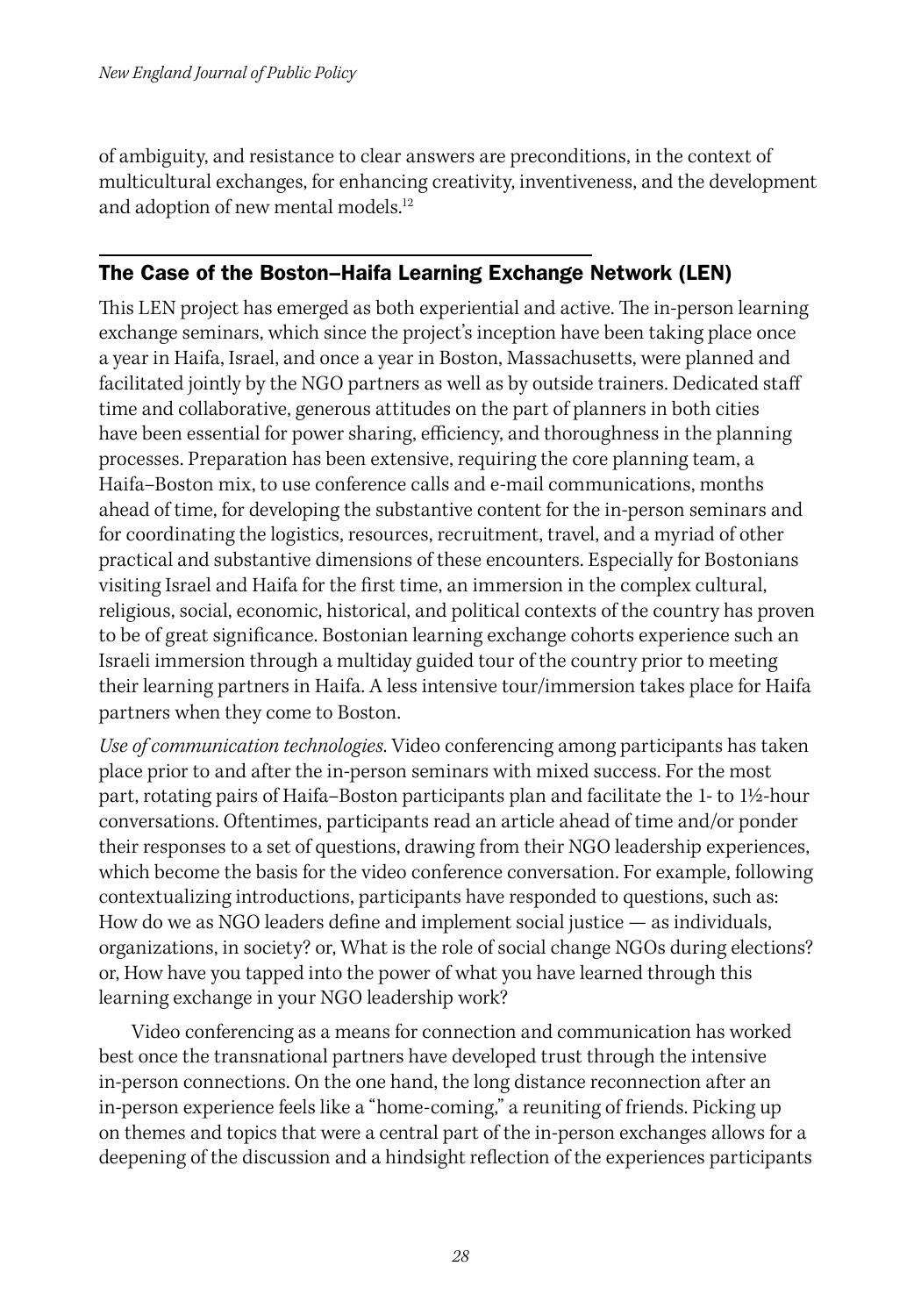of ambiguity, and resistance to clear answers are preconditions, in the context of multicultural exchanges, for enhancing creativity, inventiveness, and the development and adoption of new mental models.[12]

## The Case of the Boston–Haifa Learning Exchange Network (LEN)

This LEN project has emerged as both experiential and active. The in-person learning exchange seminars, which since the project's inception have been taking place once a year in Haifa, Israel, and once a year in Boston, Massachusetts, were planned and facilitated jointly by the NGO partners as well as by outside trainers. Dedicated staff time and collaborative, generous attitudes on the part of planners in both cities have been essential for power sharing, efficiency, and thoroughness in the planning processes. Preparation has been extensive, requiring the core planning team, a Haifa–Boston mix, to use conference calls and e-mail communications, months ahead of time, for developing the substantive content for the in-person seminars and for coordinating the logistics, resources, recruitment, travel, and a myriad of other practical and substantive dimensions of these encounters. Especially for Bostonians visiting Israel and Haifa for the first time, an immersion in the complex cultural, religious, social, economic, historical, and political contexts of the country has proven to be of great significance. Bostonian learning exchange cohorts experience such an Israeli immersion through a multiday guided tour of the country prior to meeting their learning partners in Haifa. A less intensive tour/immersion takes place for Haifa partners when they come to Boston.

*Use of communication technologies*. Video conferencing among participants has taken place prior to and after the in-person seminars with mixed success. For the most part, rotating pairs of Haifa–Boston participants plan and facilitate the 1- to 1½-hour conversations. Oftentimes, participants read an article ahead of time and/or ponder their responses to a set of questions, drawing from their NGO leadership experiences, which become the basis for the video conference conversation. For example, following contextualizing introductions, participants have responded to questions, such as: How do we as NGO leaders define and implement social justice — as individuals, organizations, in society? or, What is the role of social change NGOs during elections? or, How have you tapped into the power of what you have learned through this learning exchange in your NGO leadership work?

Video conferencing as a means for connection and communication has worked best once the transnational partners have developed trust through the intensive in-person connections. On the one hand, the long distance reconnection after an in-person experience feels like a "home-coming," a reuniting of friends. Picking up on themes and topics that were a central part of the in-person exchanges allows for a deepening of the discussion and a hindsight reflection of the experiences participants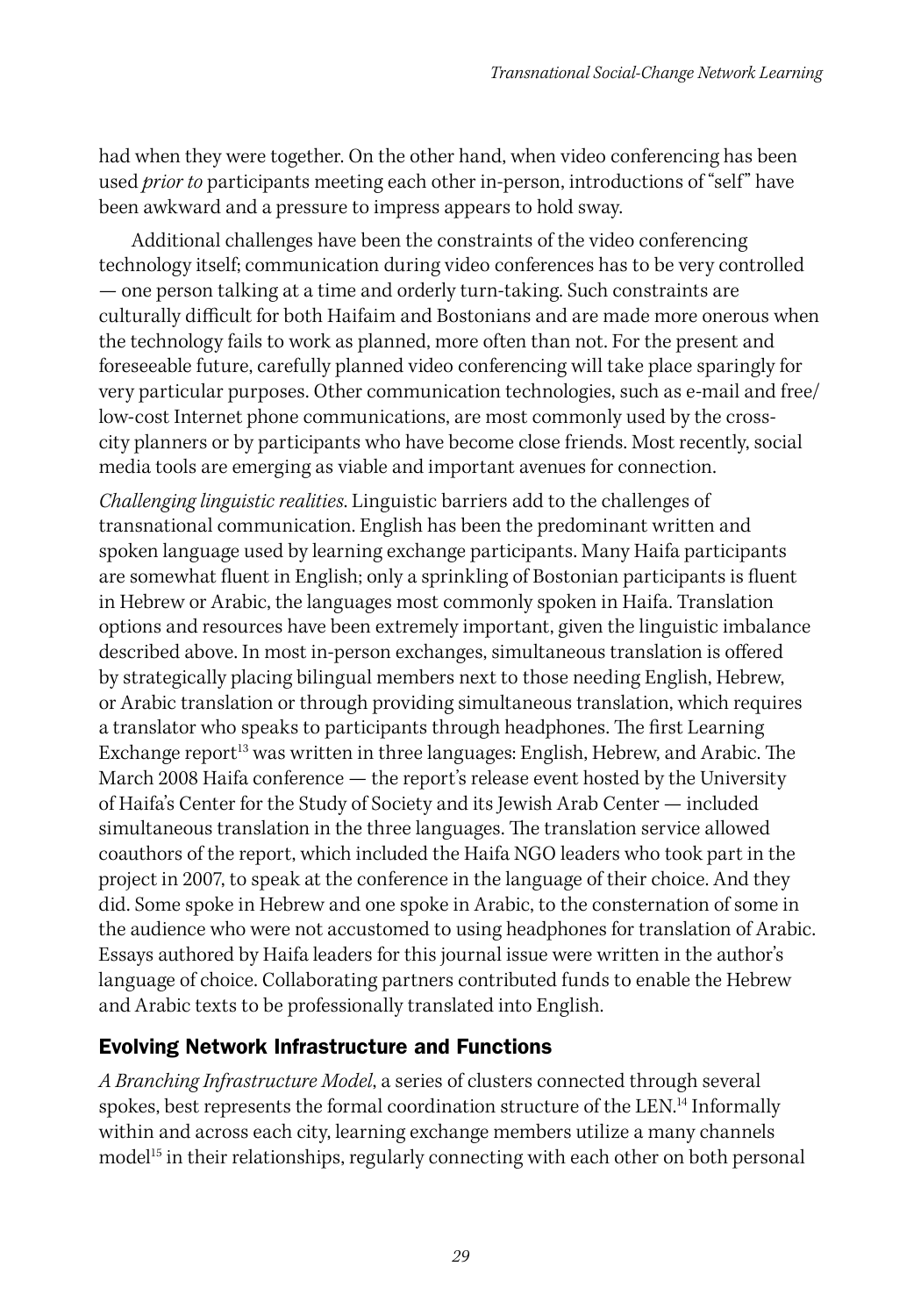had when they were together. On the other hand, when video conferencing has been used *prior to* participants meeting each other in-person, introductions of "self" have been awkward and a pressure to impress appears to hold sway.

Additional challenges have been the constraints of the video conferencing technology itself; communication during video conferences has to be very controlled — one person talking at a time and orderly turn-taking. Such constraints are culturally difficult for both Haifaim and Bostonians and are made more onerous when the technology fails to work as planned, more often than not. For the present and foreseeable future, carefully planned video conferencing will take place sparingly for very particular purposes. Other communication technologies, such as e-mail and free/low-cost Internet phone communications, are most commonly used by the cross-city planners or by participants who have become close friends. Most recently, social media tools are emerging as viable and important avenues for connection.

*Challenging linguistic realities*. Linguistic barriers add to the challenges of transnational communication. English has been the predominant written and spoken language used by learning exchange participants. Many Haifa participants are somewhat fluent in English; only a sprinkling of Bostonian participants is fluent in Hebrew or Arabic, the languages most commonly spoken in Haifa. Translation options and resources have been extremely important, given the linguistic imbalance described above. In most in-person exchanges, simultaneous translation is offered by strategically placing bilingual members next to those needing English, Hebrew, or Arabic translation or through providing simultaneous translation, which requires a translator who speaks to participants through headphones. The first Learning Exchange report[13] was written in three languages: English, Hebrew, and Arabic. The March 2008 Haifa conference — the report's release event hosted by the University of Haifa's Center for the Study of Society and its Jewish Arab Center — included simultaneous translation in the three languages. The translation service allowed coauthors of the report, which included the Haifa NGO leaders who took part in the project in 2007, to speak at the conference in the language of their choice. And they did. Some spoke in Hebrew and one spoke in Arabic, to the consternation of some in the audience who were not accustomed to using headphones for translation of Arabic. Essays authored by Haifa leaders for this journal issue were written in the author's language of choice. Collaborating partners contributed funds to enable the Hebrew and Arabic texts to be professionally translated into English.

## Evolving Network Infrastructure and Functions

*A Branching Infrastructure Model*, a series of clusters connected through several spokes, best represents the formal coordination structure of the LEN.[14] Informally within and across each city, learning exchange members utilize a many channels model[15] in their relationships, regularly connecting with each other on both personal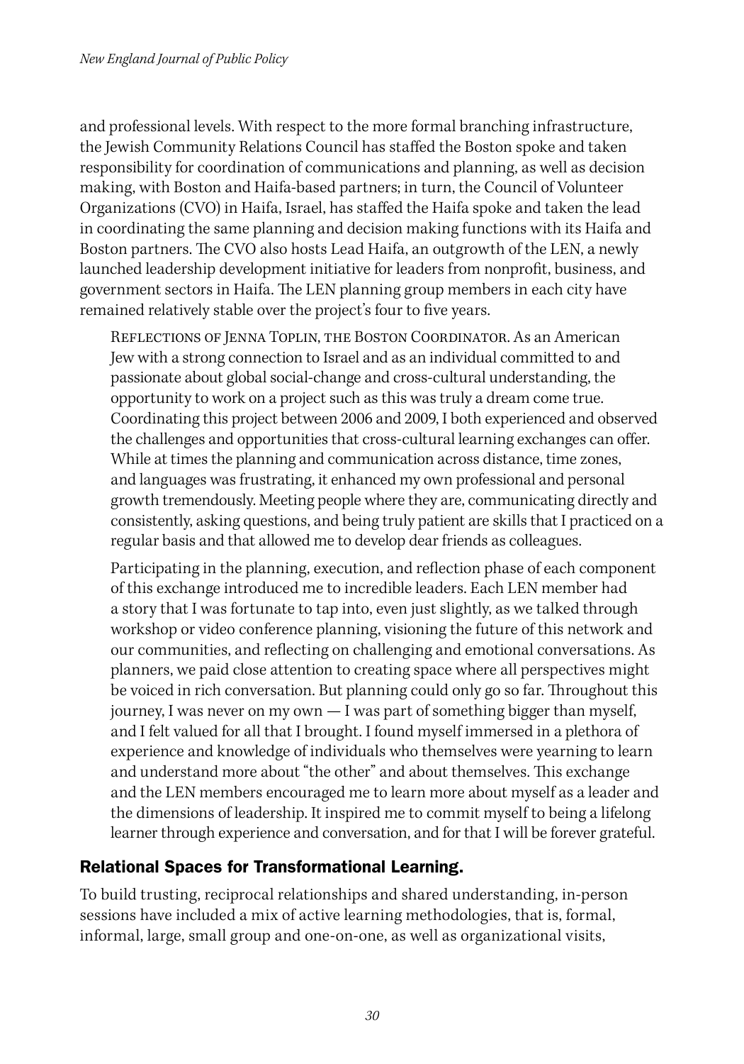and professional levels. With respect to the more formal branching infrastructure, the Jewish Community Relations Council has staffed the Boston spoke and taken responsibility for coordination of communications and planning, as well as decision making, with Boston and Haifa-based partners; in turn, the Council of Volunteer Organizations (CVO) in Haifa, Israel, has staffed the Haifa spoke and taken the lead in coordinating the same planning and decision making functions with its Haifa and Boston partners. The CVO also hosts Lead Haifa, an outgrowth of the LEN, a newly launched leadership development initiative for leaders from nonprofit, business, and government sectors in Haifa. The LEN planning group members in each city have remained relatively stable over the project's four to five years.

> Reflections of Jenna Toplin, the Boston Coordinator. As an American Jew with a strong connection to Israel and as an individual committed to and passionate about global social-change and cross-cultural understanding, the opportunity to work on a project such as this was truly a dream come true. Coordinating this project between 2006 and 2009, I both experienced and observed the challenges and opportunities that cross-cultural learning exchanges can offer. While at times the planning and communication across distance, time zones, and languages was frustrating, it enhanced my own professional and personal growth tremendously. Meeting people where they are, communicating directly and consistently, asking questions, and being truly patient are skills that I practiced on a regular basis and that allowed me to develop dear friends as colleagues.
>
> Participating in the planning, execution, and reflection phase of each component of this exchange introduced me to incredible leaders. Each LEN member had a story that I was fortunate to tap into, even just slightly, as we talked through workshop or video conference planning, visioning the future of this network and our communities, and reflecting on challenging and emotional conversations. As planners, we paid close attention to creating space where all perspectives might be voiced in rich conversation. But planning could only go so far. Throughout this journey, I was never on my own — I was part of something bigger than myself, and I felt valued for all that I brought. I found myself immersed in a plethora of experience and knowledge of individuals who themselves were yearning to learn and understand more about "the other" and about themselves. This exchange and the LEN members encouraged me to learn more about myself as a leader and the dimensions of leadership. It inspired me to commit myself to being a lifelong learner through experience and conversation, and for that I will be forever grateful.

## Relational Spaces for Transformational Learning.

To build trusting, reciprocal relationships and shared understanding, in-person sessions have included a mix of active learning methodologies, that is, formal, informal, large, small group and one-on-one, as well as organizational visits,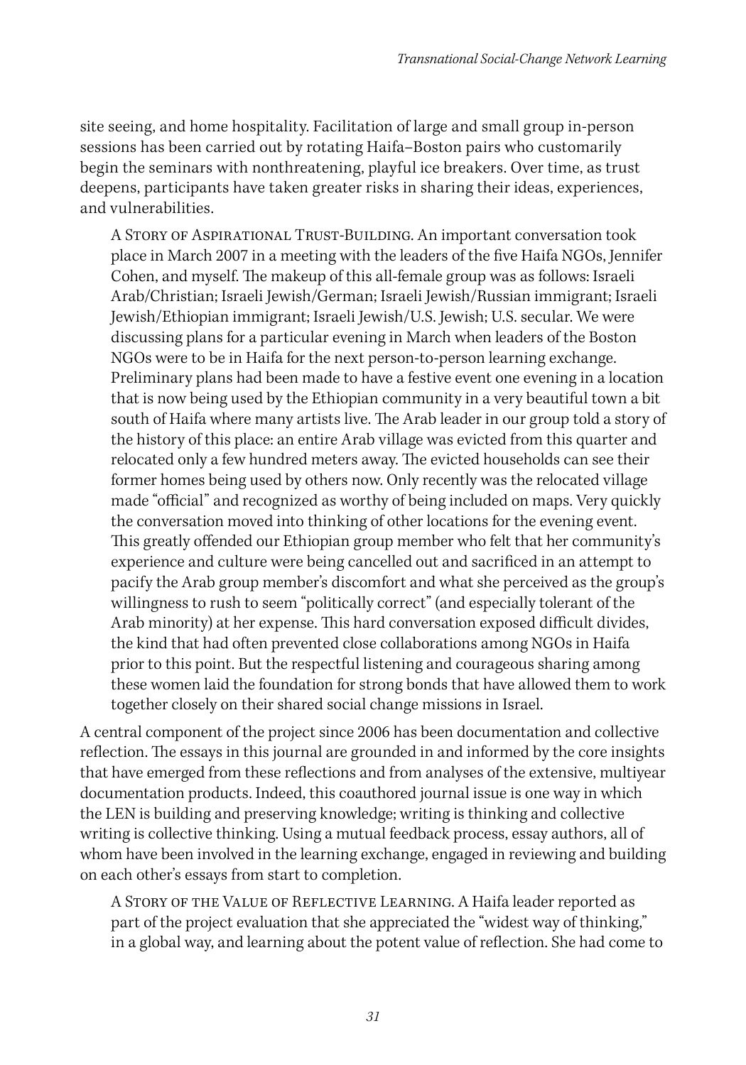site seeing, and home hospitality. Facilitation of large and small group in-person sessions has been carried out by rotating Haifa–Boston pairs who customarily begin the seminars with nonthreatening, playful ice breakers. Over time, as trust deepens, participants have taken greater risks in sharing their ideas, experiences, and vulnerabilities.

> A Story of Aspirational Trust-Building. An important conversation took place in March 2007 in a meeting with the leaders of the five Haifa NGOs, Jennifer Cohen, and myself. The makeup of this all-female group was as follows: Israeli Arab/Christian; Israeli Jewish/German; Israeli Jewish/Russian immigrant; Israeli Jewish/Ethiopian immigrant; Israeli Jewish/U.S. Jewish; U.S. secular. We were discussing plans for a particular evening in March when leaders of the Boston NGOs were to be in Haifa for the next person-to-person learning exchange. Preliminary plans had been made to have a festive event one evening in a location that is now being used by the Ethiopian community in a very beautiful town a bit south of Haifa where many artists live. The Arab leader in our group told a story of the history of this place: an entire Arab village was evicted from this quarter and relocated only a few hundred meters away. The evicted households can see their former homes being used by others now. Only recently was the relocated village made "official" and recognized as worthy of being included on maps. Very quickly the conversation moved into thinking of other locations for the evening event. This greatly offended our Ethiopian group member who felt that her community's experience and culture were being cancelled out and sacrificed in an attempt to pacify the Arab group member's discomfort and what she perceived as the group's willingness to rush to seem "politically correct" (and especially tolerant of the Arab minority) at her expense. This hard conversation exposed difficult divides, the kind that had often prevented close collaborations among NGOs in Haifa prior to this point. But the respectful listening and courageous sharing among these women laid the foundation for strong bonds that have allowed them to work together closely on their shared social change missions in Israel.

A central component of the project since 2006 has been documentation and collective reflection. The essays in this journal are grounded in and informed by the core insights that have emerged from these reflections and from analyses of the extensive, multiyear documentation products. Indeed, this coauthored journal issue is one way in which the LEN is building and preserving knowledge; writing is thinking and collective writing is collective thinking. Using a mutual feedback process, essay authors, all of whom have been involved in the learning exchange, engaged in reviewing and building on each other's essays from start to completion.

> A Story of the Value of Reflective Learning. A Haifa leader reported as part of the project evaluation that she appreciated the "widest way of thinking," in a global way, and learning about the potent value of reflection. She had come to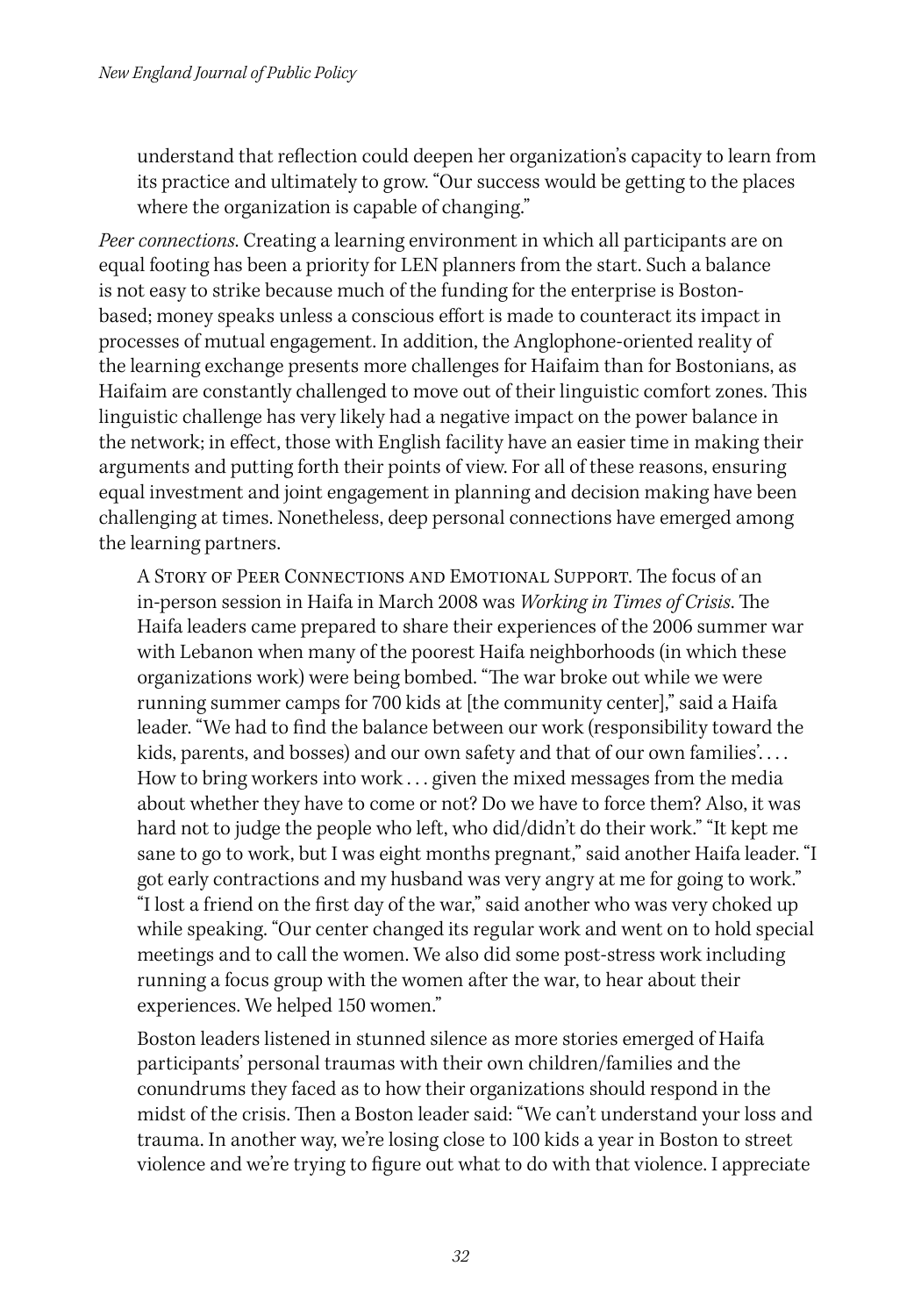understand that reflection could deepen her organization's capacity to learn from its practice and ultimately to grow. "Our success would be getting to the places where the organization is capable of changing."

*Peer connections.* Creating a learning environment in which all participants are on equal footing has been a priority for LEN planners from the start. Such a balance is not easy to strike because much of the funding for the enterprise is Boston-based; money speaks unless a conscious effort is made to counteract its impact in processes of mutual engagement. In addition, the Anglophone-oriented reality of the learning exchange presents more challenges for Haifaim than for Bostonians, as Haifaim are constantly challenged to move out of their linguistic comfort zones. This linguistic challenge has very likely had a negative impact on the power balance in the network; in effect, those with English facility have an easier time in making their arguments and putting forth their points of view. For all of these reasons, ensuring equal investment and joint engagement in planning and decision making have been challenging at times. Nonetheless, deep personal connections have emerged among the learning partners.

A Story of Peer Connections and Emotional Support. The focus of an in-person session in Haifa in March 2008 was *Working in Times of Crisis*. The Haifa leaders came prepared to share their experiences of the 2006 summer war with Lebanon when many of the poorest Haifa neighborhoods (in which these organizations work) were being bombed. "The war broke out while we were running summer camps for 700 kids at [the community center]," said a Haifa leader. "We had to find the balance between our work (responsibility toward the kids, parents, and bosses) and our own safety and that of our own families'. . . . How to bring workers into work . . . given the mixed messages from the media about whether they have to come or not? Do we have to force them? Also, it was hard not to judge the people who left, who did/didn't do their work." "It kept me sane to go to work, but I was eight months pregnant," said another Haifa leader. "I got early contractions and my husband was very angry at me for going to work." "I lost a friend on the first day of the war," said another who was very choked up while speaking. "Our center changed its regular work and went on to hold special meetings and to call the women. We also did some post-stress work including running a focus group with the women after the war, to hear about their experiences. We helped 150 women."

Boston leaders listened in stunned silence as more stories emerged of Haifa participants' personal traumas with their own children/families and the conundrums they faced as to how their organizations should respond in the midst of the crisis. Then a Boston leader said: "We can't understand your loss and trauma. In another way, we're losing close to 100 kids a year in Boston to street violence and we're trying to figure out what to do with that violence. I appreciate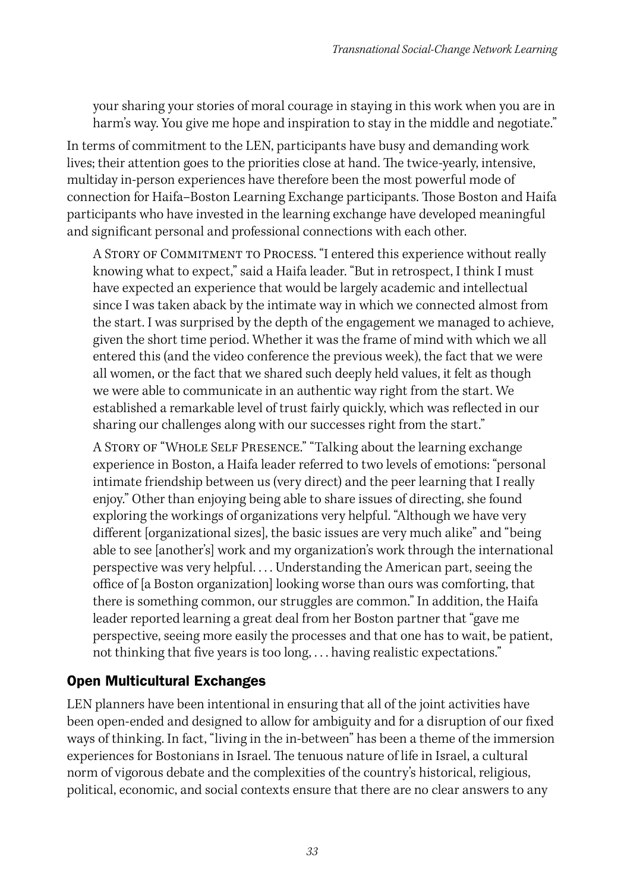your sharing your stories of moral courage in staying in this work when you are in harm's way. You give me hope and inspiration to stay in the middle and negotiate."

In terms of commitment to the LEN, participants have busy and demanding work lives; their attention goes to the priorities close at hand. The twice-yearly, intensive, multiday in-person experiences have therefore been the most powerful mode of connection for Haifa–Boston Learning Exchange participants. Those Boston and Haifa participants who have invested in the learning exchange have developed meaningful and significant personal and professional connections with each other.

A Story of Commitment to Process. "I entered this experience without really knowing what to expect," said a Haifa leader. "But in retrospect, I think I must have expected an experience that would be largely academic and intellectual since I was taken aback by the intimate way in which we connected almost from the start. I was surprised by the depth of the engagement we managed to achieve, given the short time period. Whether it was the frame of mind with which we all entered this (and the video conference the previous week), the fact that we were all women, or the fact that we shared such deeply held values, it felt as though we were able to communicate in an authentic way right from the start. We established a remarkable level of trust fairly quickly, which was reflected in our sharing our challenges along with our successes right from the start."

A Story of "Whole Self Presence." "Talking about the learning exchange experience in Boston, a Haifa leader referred to two levels of emotions: "personal intimate friendship between us (very direct) and the peer learning that I really enjoy." Other than enjoying being able to share issues of directing, she found exploring the workings of organizations very helpful. "Although we have very different [organizational sizes], the basic issues are very much alike" and "being able to see [another's] work and my organization's work through the international perspective was very helpful. . . . Understanding the American part, seeing the office of [a Boston organization] looking worse than ours was comforting, that there is something common, our struggles are common." In addition, the Haifa leader reported learning a great deal from her Boston partner that "gave me perspective, seeing more easily the processes and that one has to wait, be patient, not thinking that five years is too long, . . . having realistic expectations."

## Open Multicultural Exchanges

LEN planners have been intentional in ensuring that all of the joint activities have been open-ended and designed to allow for ambiguity and for a disruption of our fixed ways of thinking. In fact, "living in the in-between" has been a theme of the immersion experiences for Bostonians in Israel. The tenuous nature of life in Israel, a cultural norm of vigorous debate and the complexities of the country's historical, religious, political, economic, and social contexts ensure that there are no clear answers to any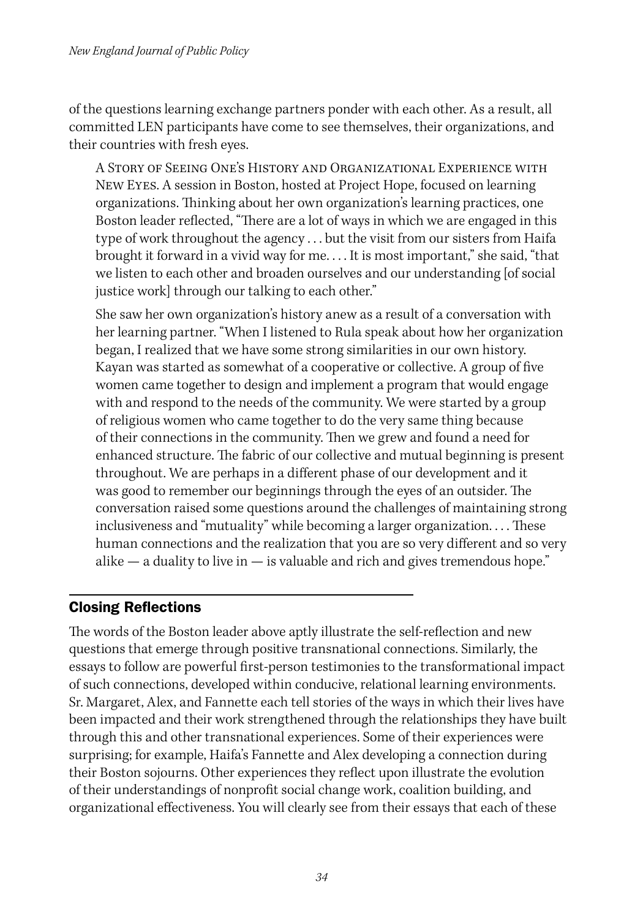of the questions learning exchange partners ponder with each other. As a result, all committed LEN participants have come to see themselves, their organizations, and their countries with fresh eyes.

A Story of Seeing One's History and Organizational Experience with New Eyes. A session in Boston, hosted at Project Hope, focused on learning organizations. Thinking about her own organization's learning practices, one Boston leader reflected, "There are a lot of ways in which we are engaged in this type of work throughout the agency . . . but the visit from our sisters from Haifa brought it forward in a vivid way for me. . . . It is most important," she said, "that we listen to each other and broaden ourselves and our understanding [of social justice work] through our talking to each other."

She saw her own organization's history anew as a result of a conversation with her learning partner. "When I listened to Rula speak about how her organization began, I realized that we have some strong similarities in our own history. Kayan was started as somewhat of a cooperative or collective. A group of five women came together to design and implement a program that would engage with and respond to the needs of the community. We were started by a group of religious women who came together to do the very same thing because of their connections in the community. Then we grew and found a need for enhanced structure. The fabric of our collective and mutual beginning is present throughout. We are perhaps in a different phase of our development and it was good to remember our beginnings through the eyes of an outsider. The conversation raised some questions around the challenges of maintaining strong inclusiveness and "mutuality" while becoming a larger organization. . . . These human connections and the realization that you are so very different and so very alike — a duality to live in — is valuable and rich and gives tremendous hope."

## Closing Reflections

The words of the Boston leader above aptly illustrate the self-reflection and new questions that emerge through positive transnational connections. Similarly, the essays to follow are powerful first-person testimonies to the transformational impact of such connections, developed within conducive, relational learning environments. Sr. Margaret, Alex, and Fannette each tell stories of the ways in which their lives have been impacted and their work strengthened through the relationships they have built through this and other transnational experiences. Some of their experiences were surprising; for example, Haifa's Fannette and Alex developing a connection during their Boston sojourns. Other experiences they reflect upon illustrate the evolution of their understandings of nonprofit social change work, coalition building, and organizational effectiveness. You will clearly see from their essays that each of these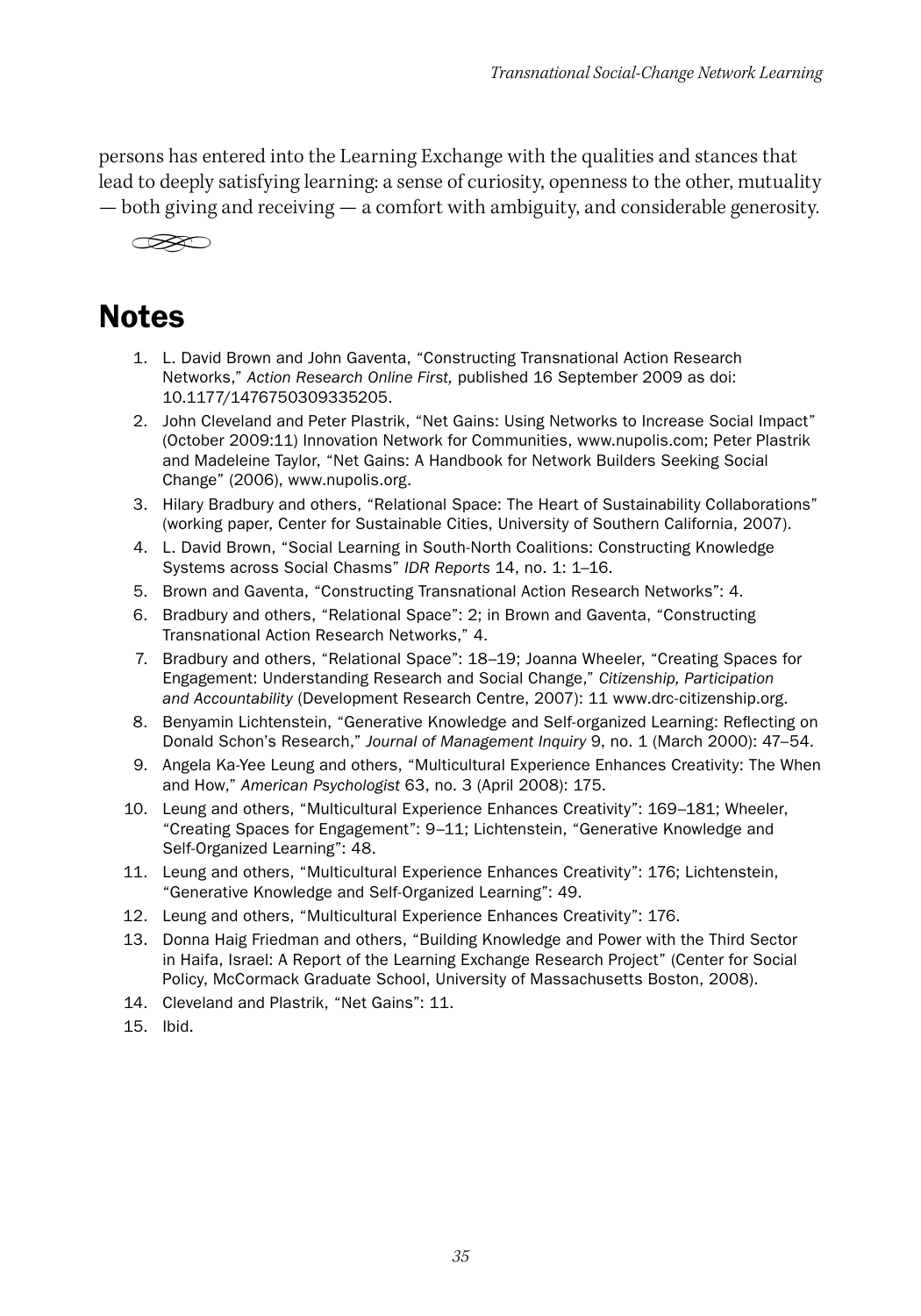persons has entered into the Learning Exchange with the qualities and stances that lead to deeply satisfying learning: a sense of curiosity, openness to the other, mutuality — both giving and receiving — a comfort with ambiguity, and considerable generosity.

## Notes

1. L. David Brown and John Gaventa, "Constructing Transnational Action Research Networks," *Action Research Online First,* published 16 September 2009 as doi: 10.1177/1476750309335205.
2. John Cleveland and Peter Plastrik, "Net Gains: Using Networks to Increase Social Impact" (October 2009:11) Innovation Network for Communities, www.nupolis.com; Peter Plastrik and Madeleine Taylor, "Net Gains: A Handbook for Network Builders Seeking Social Change" (2006), www.nupolis.org.
3. Hilary Bradbury and others, "Relational Space: The Heart of Sustainability Collaborations" (working paper, Center for Sustainable Cities, University of Southern California, 2007).
4. L. David Brown, "Social Learning in South-North Coalitions: Constructing Knowledge Systems across Social Chasms" *IDR Reports* 14, no. 1: 1–16.
5. Brown and Gaventa, "Constructing Transnational Action Research Networks": 4.
6. Bradbury and others, "Relational Space": 2; in Brown and Gaventa, "Constructing Transnational Action Research Networks," 4.
7. Bradbury and others, "Relational Space": 18–19; Joanna Wheeler, "Creating Spaces for Engagement: Understanding Research and Social Change," *Citizenship, Participation and Accountability* (Development Research Centre, 2007): 11 www.drc-citizenship.org.
8. Benyamin Lichtenstein, "Generative Knowledge and Self-organized Learning: Reflecting on Donald Schon's Research," *Journal of Management Inquiry* 9, no. 1 (March 2000): 47–54.
9. Angela Ka-Yee Leung and others, "Multicultural Experience Enhances Creativity: The When and How," *American Psychologist* 63, no. 3 (April 2008): 175.
10. Leung and others, "Multicultural Experience Enhances Creativity": 169–181; Wheeler, "Creating Spaces for Engagement": 9–11; Lichtenstein, "Generative Knowledge and Self-Organized Learning": 48.
11. Leung and others, "Multicultural Experience Enhances Creativity": 176; Lichtenstein, "Generative Knowledge and Self-Organized Learning": 49.
12. Leung and others, "Multicultural Experience Enhances Creativity": 176.
13. Donna Haig Friedman and others, "Building Knowledge and Power with the Third Sector in Haifa, Israel: A Report of the Learning Exchange Research Project" (Center for Social Policy, McCormack Graduate School, University of Massachusetts Boston, 2008).
14. Cleveland and Plastrik, "Net Gains": 11.
15. Ibid.